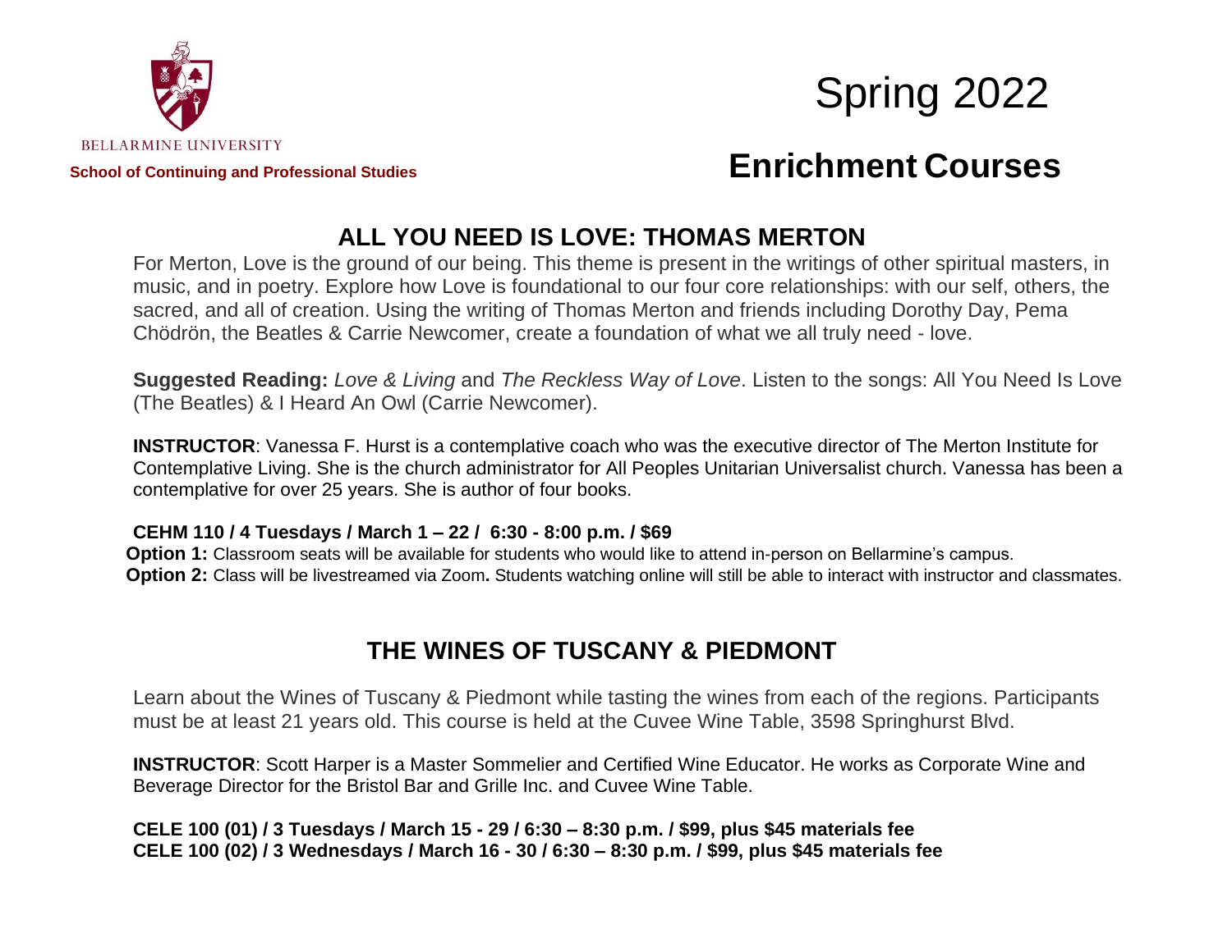BELLARMINE UNIVERSITY

**School of Continuing and Professional Studies**

# Spring 2022

# Enrichment Courses

## ALL YOU NEED IS LOVE: THOMAS MERTON

For Merton, Love is the ground of our being. This theme is present in the writings of other spiritual masters, in music, and in poetry. Explore how Love is foundational to our four core relationships: with our self, others, the sacred, and all of creation. Using the writing of Thomas Merton and friends including Dorothy Day, Pema Chödrön, the Beatles & Carrie Newcomer, create a foundation of what we all truly need - love.

**Suggested Reading:** *Love & Living* and *The Reckless Way of Love*. Listen to the songs: All You Need Is Love (The Beatles) & I Heard An Owl (Carrie Newcomer).

**INSTRUCTOR**: Vanessa F. Hurst is a contemplative coach who was the executive director of The Merton Institute for Contemplative Living. She is the church administrator for All Peoples Unitarian Universalist church. Vanessa has been a contemplative for over 25 years. She is author of four books.

**CEHM 110 / 4 Tuesdays / March 1 – 22 / 6:30 - 8:00 p.m. / $69**

**Option 1:** Classroom seats will be available for students who would like to attend in-person on Bellarmine's campus.

**Option 2:** Class will be livestreamed via Zoom**.** Students watching online will still be able to interact with instructor and classmates.

## THE WINES OF TUSCANY & PIEDMONT

Learn about the Wines of Tuscany & Piedmont while tasting the wines from each of the regions. Participants must be at least 21 years old. This course is held at the Cuvee Wine Table, 3598 Springhurst Blvd.

**INSTRUCTOR**: Scott Harper is a Master Sommelier and Certified Wine Educator. He works as Corporate Wine and Beverage Director for the Bristol Bar and Grille Inc. and Cuvee Wine Table.

**CELE 100 (01) / 3 Tuesdays / March 15 - 29 / 6:30 – 8:30 p.m. / $99, plus $45 materials fee**
**CELE 100 (02) / 3 Wednesdays / March 16 - 30 / 6:30 – 8:30 p.m. / $99, plus $45 materials fee**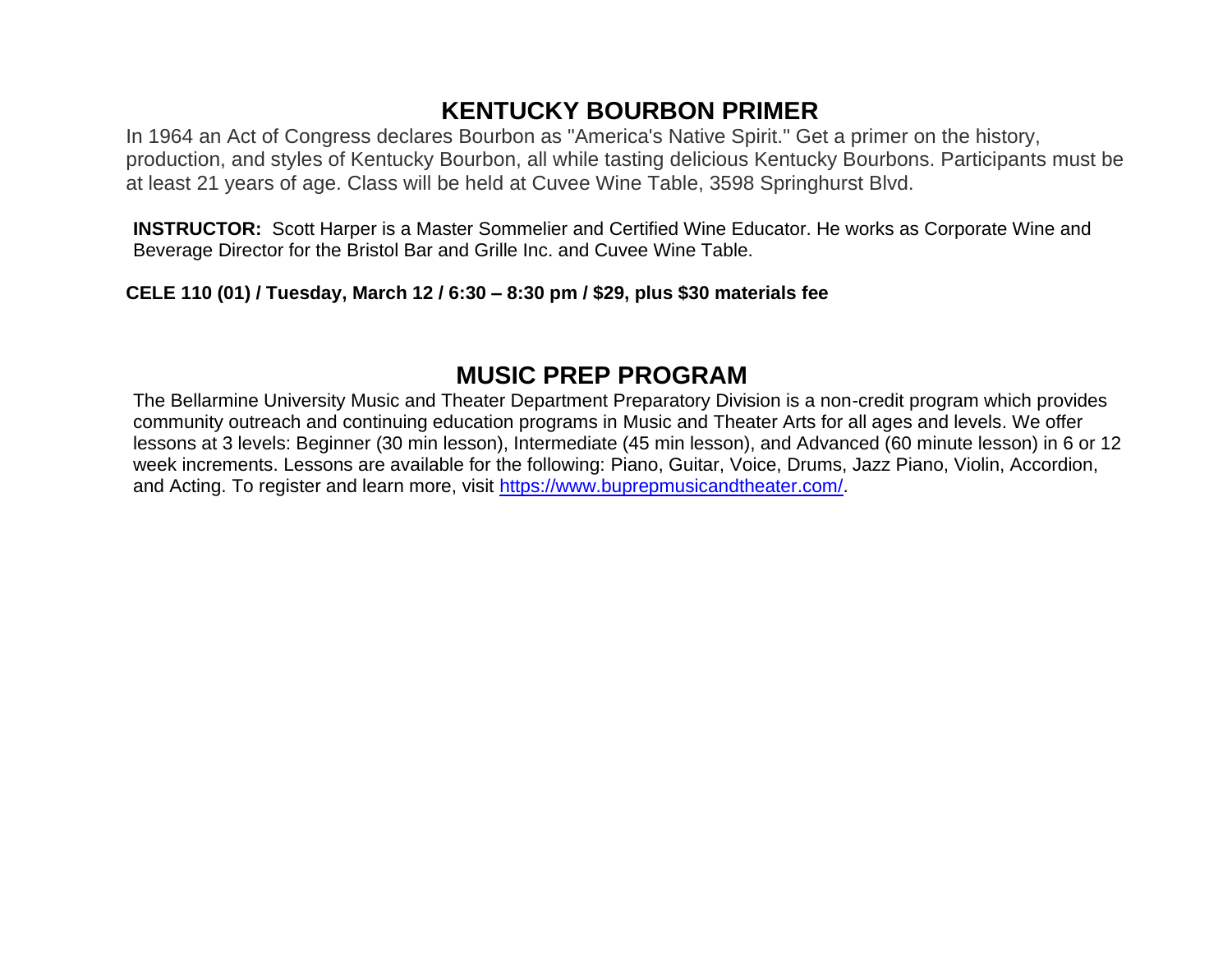## KENTUCKY BOURBON PRIMER

In 1964 an Act of Congress declares Bourbon as "America's Native Spirit." Get a primer on the history, production, and styles of Kentucky Bourbon, all while tasting delicious Kentucky Bourbons. Participants must be at least 21 years of age. Class will be held at Cuvee Wine Table, 3598 Springhurst Blvd.

**INSTRUCTOR:** Scott Harper is a Master Sommelier and Certified Wine Educator. He works as Corporate Wine and Beverage Director for the Bristol Bar and Grille Inc. and Cuvee Wine Table.

**CELE 110 (01) / Tuesday, March 12 / 6:30 – 8:30 pm / $29, plus $30 materials fee**

## MUSIC PREP PROGRAM

The Bellarmine University Music and Theater Department Preparatory Division is a non-credit program which provides community outreach and continuing education programs in Music and Theater Arts for all ages and levels. We offer lessons at 3 levels: Beginner (30 min lesson), Intermediate (45 min lesson), and Advanced (60 minute lesson) in 6 or 12 week increments. Lessons are available for the following: Piano, Guitar, Voice, Drums, Jazz Piano, Violin, Accordion, and Acting. To register and learn more, visit [https://www.buprepmusicandtheater.com/](https://www.buprepmusicandtheater.com/).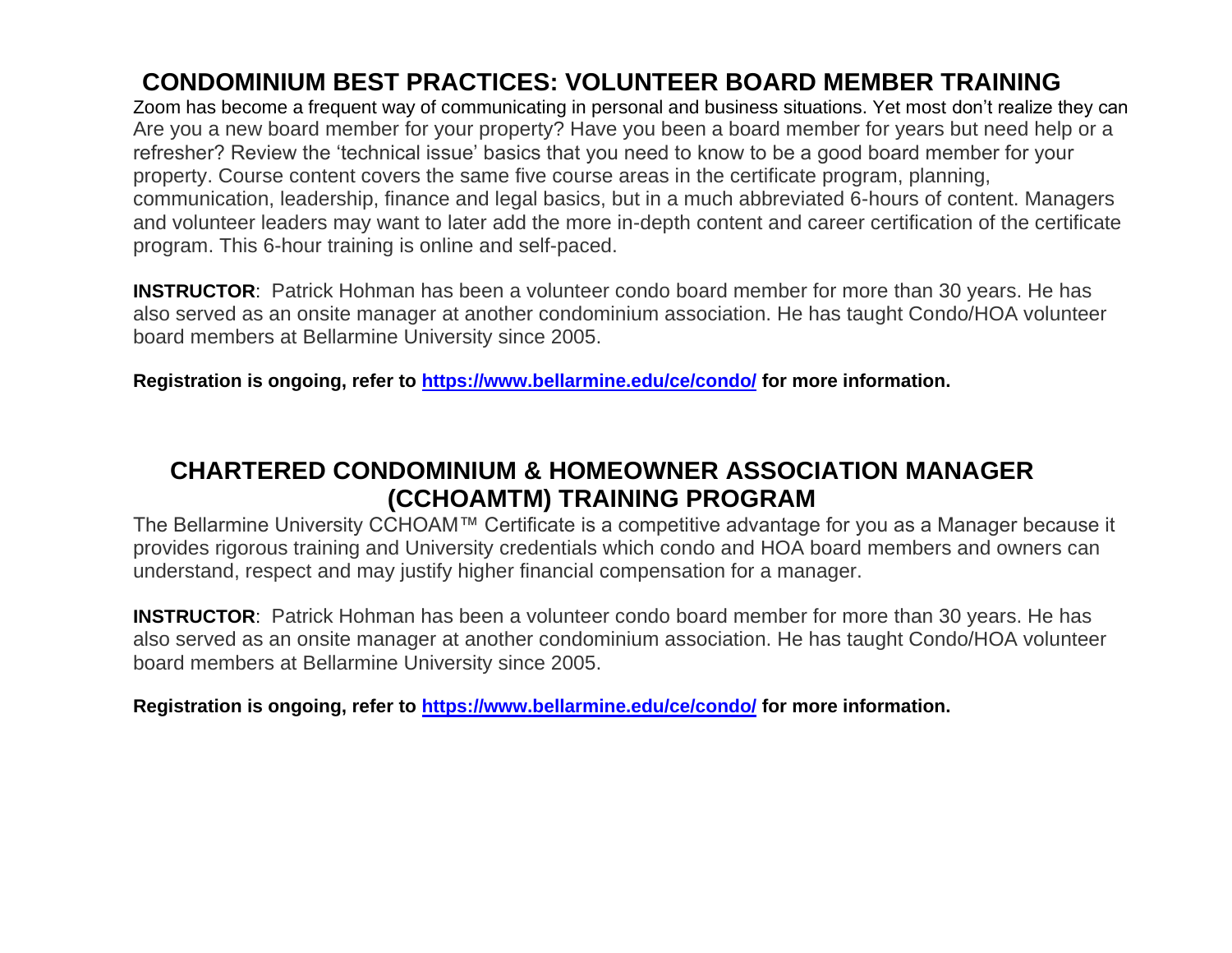## CONDOMINIUM BEST PRACTICES: VOLUNTEER BOARD MEMBER TRAINING

Zoom has become a frequent way of communicating in personal and business situations. Yet most don't realize they can Are you a new board member for your property? Have you been a board member for years but need help or a refresher? Review the 'technical issue' basics that you need to know to be a good board member for your property. Course content covers the same five course areas in the certificate program, planning, communication, leadership, finance and legal basics, but in a much abbreviated 6-hours of content. Managers and volunteer leaders may want to later add the more in-depth content and career certification of the certificate program. This 6-hour training is online and self-paced.

**INSTRUCTOR**: Patrick Hohman has been a volunteer condo board member for more than 30 years. He has also served as an onsite manager at another condominium association. He has taught Condo/HOA volunteer board members at Bellarmine University since 2005.

**Registration is ongoing, refer to https://www.bellarmine.edu/ce/condo/ for more information.**

## CHARTERED CONDOMINIUM & HOMEOWNER ASSOCIATION MANAGER (CCHOAMTM) TRAINING PROGRAM

The Bellarmine University CCHOAM™ Certificate is a competitive advantage for you as a Manager because it provides rigorous training and University credentials which condo and HOA board members and owners can understand, respect and may justify higher financial compensation for a manager.

**INSTRUCTOR**: Patrick Hohman has been a volunteer condo board member for more than 30 years. He has also served as an onsite manager at another condominium association. He has taught Condo/HOA volunteer board members at Bellarmine University since 2005.

**Registration is ongoing, refer to https://www.bellarmine.edu/ce/condo/ for more information.**